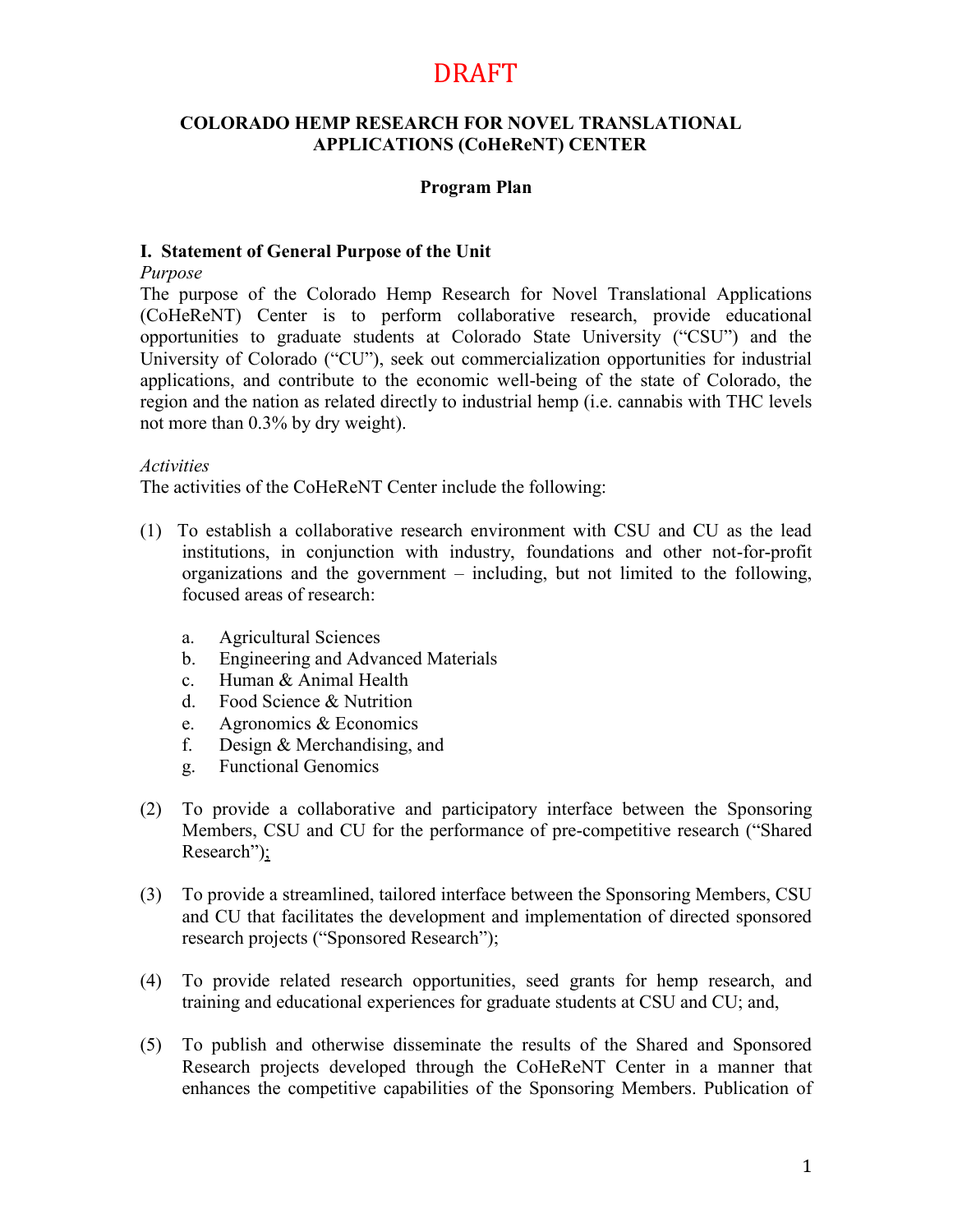DRAFT

# COLORADO HEMP RESEARCH FOR NOVEL TRANSLATIONAL APPLICATIONS (CoHeReNT) CENTER

## Program Plan

### I. Statement of General Purpose of the Unit

*Purpose*

The purpose of the Colorado Hemp Research for Novel Translational Applications (CoHeReNT) Center is to perform collaborative research, provide educational opportunities to graduate students at Colorado State University ("CSU") and the University of Colorado ("CU"), seek out commercialization opportunities for industrial applications, and contribute to the economic well-being of the state of Colorado, the region and the nation as related directly to industrial hemp (i.e. cannabis with THC levels not more than 0.3% by dry weight).

*Activities*

The activities of the CoHeReNT Center include the following:

(1) To establish a collaborative research environment with CSU and CU as the lead institutions, in conjunction with industry, foundations and other not-for-profit organizations and the government – including, but not limited to the following, focused areas of research:

   a. Agricultural Sciences
   b. Engineering and Advanced Materials
   c. Human & Animal Health
   d. Food Science & Nutrition
   e. Agronomics & Economics
   f. Design & Merchandising, and
   g. Functional Genomics

(2) To provide a collaborative and participatory interface between the Sponsoring Members, CSU and CU for the performance of pre-competitive research ("Shared Research");

(3) To provide a streamlined, tailored interface between the Sponsoring Members, CSU and CU that facilitates the development and implementation of directed sponsored research projects ("Sponsored Research");

(4) To provide related research opportunities, seed grants for hemp research, and training and educational experiences for graduate students at CSU and CU; and,

(5) To publish and otherwise disseminate the results of the Shared and Sponsored Research projects developed through the CoHeReNT Center in a manner that enhances the competitive capabilities of the Sponsoring Members. Publication of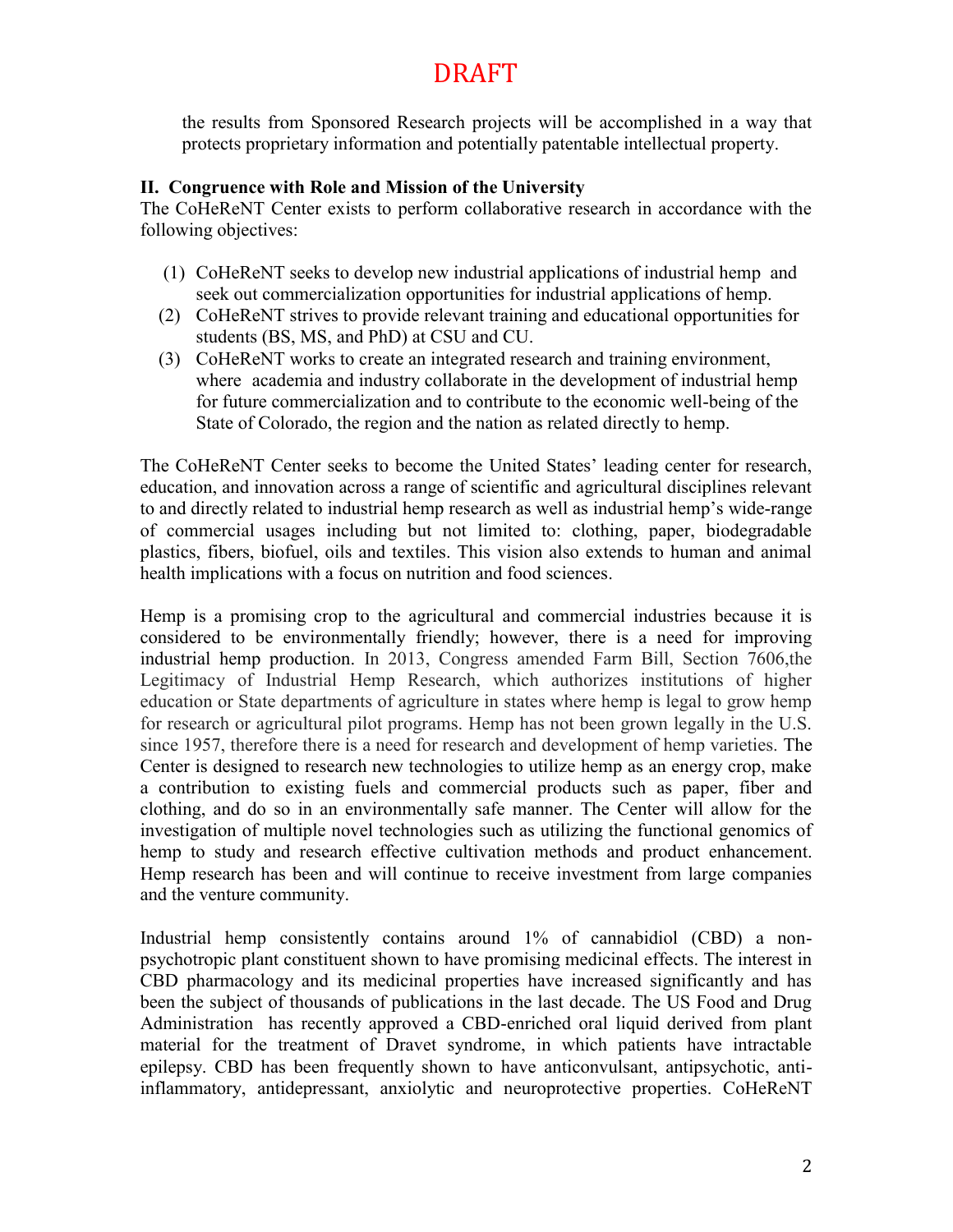# DRAFT

the results from Sponsored Research projects will be accomplished in a way that protects proprietary information and potentially patentable intellectual property.

**II. Congruence with Role and Mission of the University**

The CoHeReNT Center exists to perform collaborative research in accordance with the following objectives:

1. CoHeReNT seeks to develop new industrial applications of industrial hemp and seek out commercialization opportunities for industrial applications of hemp.
2. CoHeReNT strives to provide relevant training and educational opportunities for students (BS, MS, and PhD) at CSU and CU.
3. CoHeReNT works to create an integrated research and training environment, where academia and industry collaborate in the development of industrial hemp for future commercialization and to contribute to the economic well-being of the State of Colorado, the region and the nation as related directly to hemp.

The CoHeReNT Center seeks to become the United States' leading center for research, education, and innovation across a range of scientific and agricultural disciplines relevant to and directly related to industrial hemp research as well as industrial hemp's wide-range of commercial usages including but not limited to: clothing, paper, biodegradable plastics, fibers, biofuel, oils and textiles. This vision also extends to human and animal health implications with a focus on nutrition and food sciences.

Hemp is a promising crop to the agricultural and commercial industries because it is considered to be environmentally friendly; however, there is a need for improving industrial hemp production. In 2013, Congress amended Farm Bill, Section 7606,the Legitimacy of Industrial Hemp Research, which authorizes institutions of higher education or State departments of agriculture in states where hemp is legal to grow hemp for research or agricultural pilot programs. Hemp has not been grown legally in the U.S. since 1957, therefore there is a need for research and development of hemp varieties. The Center is designed to research new technologies to utilize hemp as an energy crop, make a contribution to existing fuels and commercial products such as paper, fiber and clothing, and do so in an environmentally safe manner. The Center will allow for the investigation of multiple novel technologies such as utilizing the functional genomics of hemp to study and research effective cultivation methods and product enhancement. Hemp research has been and will continue to receive investment from large companies and the venture community.

Industrial hemp consistently contains around 1% of cannabidiol (CBD) a non-psychotropic plant constituent shown to have promising medicinal effects. The interest in CBD pharmacology and its medicinal properties have increased significantly and has been the subject of thousands of publications in the last decade. The US Food and Drug Administration has recently approved a CBD-enriched oral liquid derived from plant material for the treatment of Dravet syndrome, in which patients have intractable epilepsy. CBD has been frequently shown to have anticonvulsant, antipsychotic, anti-inflammatory, antidepressant, anxiolytic and neuroprotective properties. CoHeReNT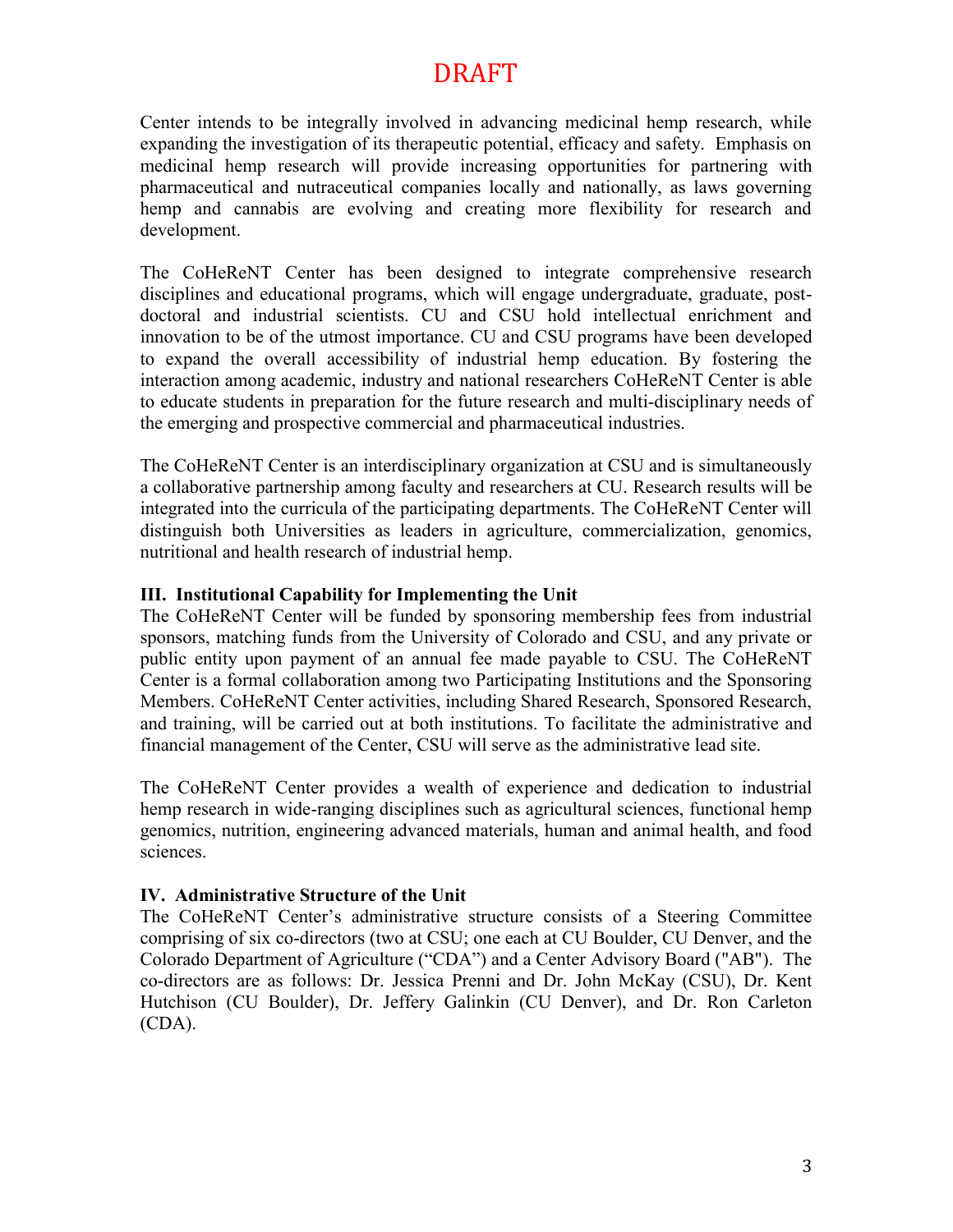DRAFT

Center intends to be integrally involved in advancing medicinal hemp research, while expanding the investigation of its therapeutic potential, efficacy and safety. Emphasis on medicinal hemp research will provide increasing opportunities for partnering with pharmaceutical and nutraceutical companies locally and nationally, as laws governing hemp and cannabis are evolving and creating more flexibility for research and development.

The CoHeReNT Center has been designed to integrate comprehensive research disciplines and educational programs, which will engage undergraduate, graduate, post-doctoral and industrial scientists. CU and CSU hold intellectual enrichment and innovation to be of the utmost importance. CU and CSU programs have been developed to expand the overall accessibility of industrial hemp education. By fostering the interaction among academic, industry and national researchers CoHeReNT Center is able to educate students in preparation for the future research and multi-disciplinary needs of the emerging and prospective commercial and pharmaceutical industries.

The CoHeReNT Center is an interdisciplinary organization at CSU and is simultaneously a collaborative partnership among faculty and researchers at CU. Research results will be integrated into the curricula of the participating departments. The CoHeReNT Center will distinguish both Universities as leaders in agriculture, commercialization, genomics, nutritional and health research of industrial hemp.

**III. Institutional Capability for Implementing the Unit**

The CoHeReNT Center will be funded by sponsoring membership fees from industrial sponsors, matching funds from the University of Colorado and CSU, and any private or public entity upon payment of an annual fee made payable to CSU. The CoHeReNT Center is a formal collaboration among two Participating Institutions and the Sponsoring Members. CoHeReNT Center activities, including Shared Research, Sponsored Research, and training, will be carried out at both institutions. To facilitate the administrative and financial management of the Center, CSU will serve as the administrative lead site.

The CoHeReNT Center provides a wealth of experience and dedication to industrial hemp research in wide-ranging disciplines such as agricultural sciences, functional hemp genomics, nutrition, engineering advanced materials, human and animal health, and food sciences.

**IV. Administrative Structure of the Unit**

The CoHeReNT Center's administrative structure consists of a Steering Committee comprising of six co-directors (two at CSU; one each at CU Boulder, CU Denver, and the Colorado Department of Agriculture ("CDA") and a Center Advisory Board ("AB"). The co-directors are as follows: Dr. Jessica Prenni and Dr. John McKay (CSU), Dr. Kent Hutchison (CU Boulder), Dr. Jeffery Galinkin (CU Denver), and Dr. Ron Carleton (CDA).